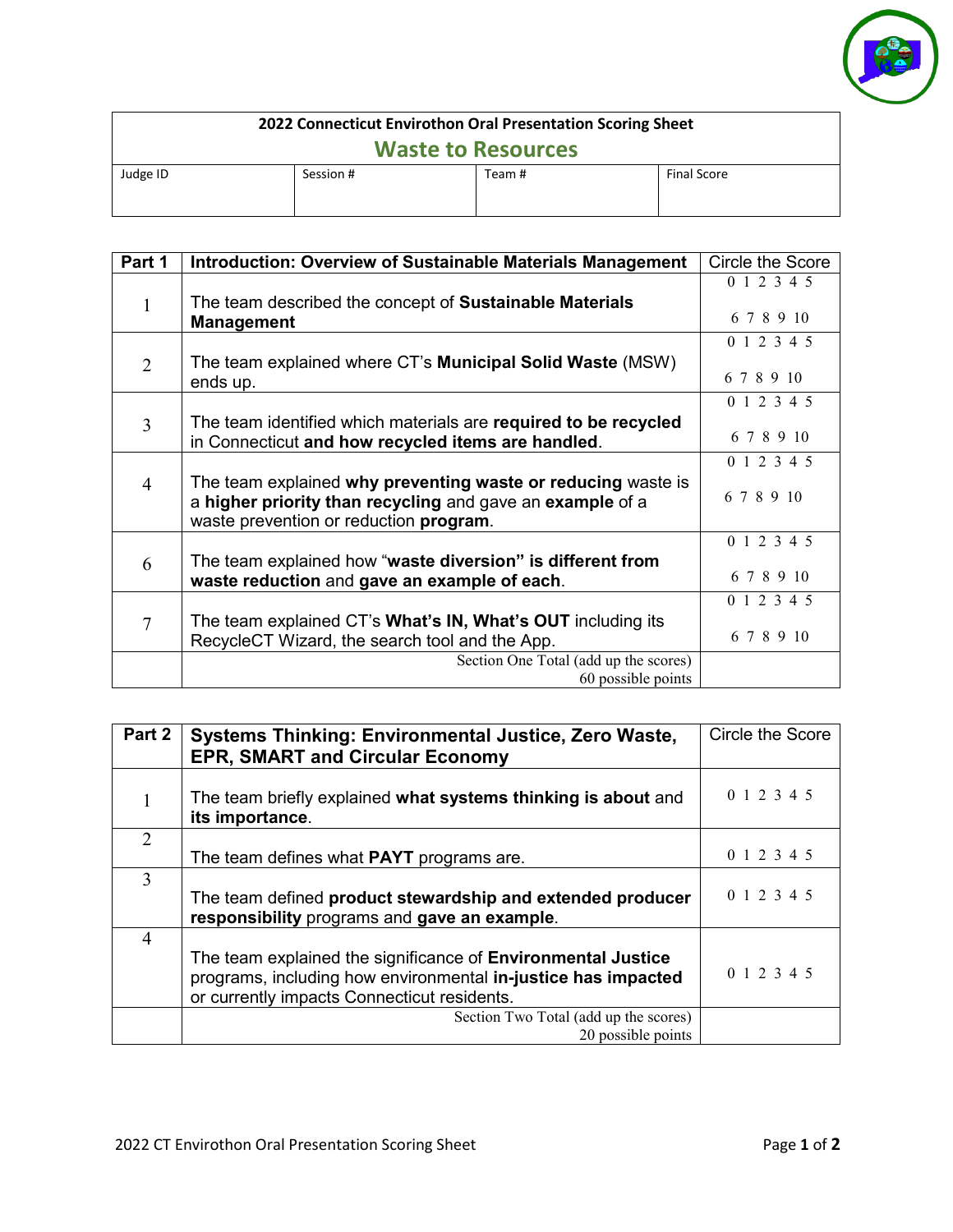| 2022 Connecticut Envirothon Oral Presentation Scoring Sheet | | | |
|---|---|---|---|
| **Waste to Resources** | | | |
| Judge ID | Session # | Team # | Final Score |
| | | | |

| Part 1 | Introduction: Overview of Sustainable Materials Management | Circle the Score |
|---|---|---|
| 1 | The team described the concept of **Sustainable Materials Management** | 0 1 2 3 4 5 6 7 8 9 10 |
| 2 | The team explained where CT's **Municipal Solid Waste** (MSW) ends up. | 0 1 2 3 4 5 6 7 8 9 10 |
| 3 | The team identified which materials are **required to be recycled** in Connecticut **and how recycled items are handled**. | 0 1 2 3 4 5 6 7 8 9 10 |
| 4 | The team explained **why preventing waste or reducing** waste is a **higher priority than recycling** and gave an **example** of a waste prevention or reduction **program**. | 0 1 2 3 4 5 6 7 8 9 10 |
| 6 | The team explained how "**waste diversion" is different from waste reduction** and **gave an example of each**. | 0 1 2 3 4 5 6 7 8 9 10 |
| 7 | The team explained CT's **What's IN, What's OUT** including its RecycleCT Wizard, the search tool and the App. | 0 1 2 3 4 5 6 7 8 9 10 |
| | Section One Total (add up the scores) 60 possible points | |

| Part 2 | Systems Thinking: Environmental Justice, Zero Waste, EPR, SMART and Circular Economy | Circle the Score |
|---|---|---|
| 1 | The team briefly explained **what systems thinking is about** and **its importance**. | 0 1 2 3 4 5 |
| 2 | The team defines what **PAYT** programs are. | 0 1 2 3 4 5 |
| 3 | The team defined **product stewardship and extended producer responsibility** programs and **gave an example**. | 0 1 2 3 4 5 |
| 4 | The team explained the significance of **Environmental Justice** programs, including how environmental **in-justice has impacted** or currently impacts Connecticut residents. | 0 1 2 3 4 5 |
| | Section Two Total (add up the scores) 20 possible points | |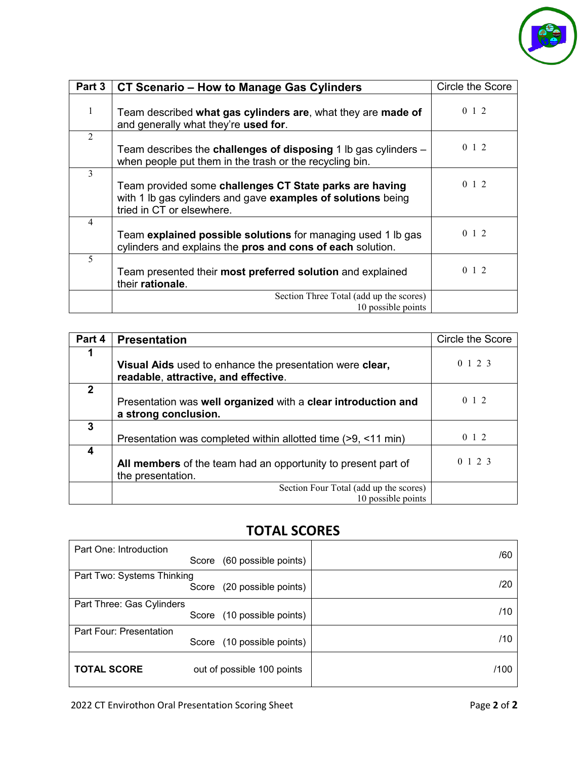| Part 3 | CT Scenario – How to Manage Gas Cylinders | Circle the Score |
|---|---|---|
| 1 | Team described **what gas cylinders are**, what they are **made of** and generally what they're **used for**. | 0 1 2 |
| 2 | Team describes the **challenges of disposing** 1 lb gas cylinders – when people put them in the trash or the recycling bin. | 0 1 2 |
| 3 | Team provided some **challenges CT State parks are having** with 1 lb gas cylinders and gave **examples of solutions** being tried in CT or elsewhere. | 0 1 2 |
| 4 | Team **explained possible solutions** for managing used 1 lb gas cylinders and explains the **pros and cons of each** solution. | 0 1 2 |
| 5 | Team presented their **most preferred solution** and explained their **rationale**. | 0 1 2 |
| | Section Three Total (add up the scores) 10 possible points | |

| Part 4 | Presentation | Circle the Score |
|---|---|---|
| **1** | **Visual Aids** used to enhance the presentation were **clear, readable**, **attractive, and effective**. | 0 1 2 3 |
| **2** | Presentation was **well organized** with a **clear introduction and a strong conclusion.** | 0 1 2 |
| **3** | Presentation was completed within allotted time (>9, <11 min) | 0 1 2 |
| **4** | **All members** of the team had an opportunity to present part of the presentation. | 0 1 2 3 |
| | Section Four Total (add up the scores) 10 possible points | |

## TOTAL SCORES

| | |
|---|---|
| Part One: Introduction Score (60 possible points) | /60 |
| Part Two: Systems Thinking Score (20 possible points) | /20 |
| Part Three: Gas Cylinders Score (10 possible points) | /10 |
| Part Four: Presentation Score (10 possible points) | /10 |
| **TOTAL SCORE** out of possible 100 points | /100 |